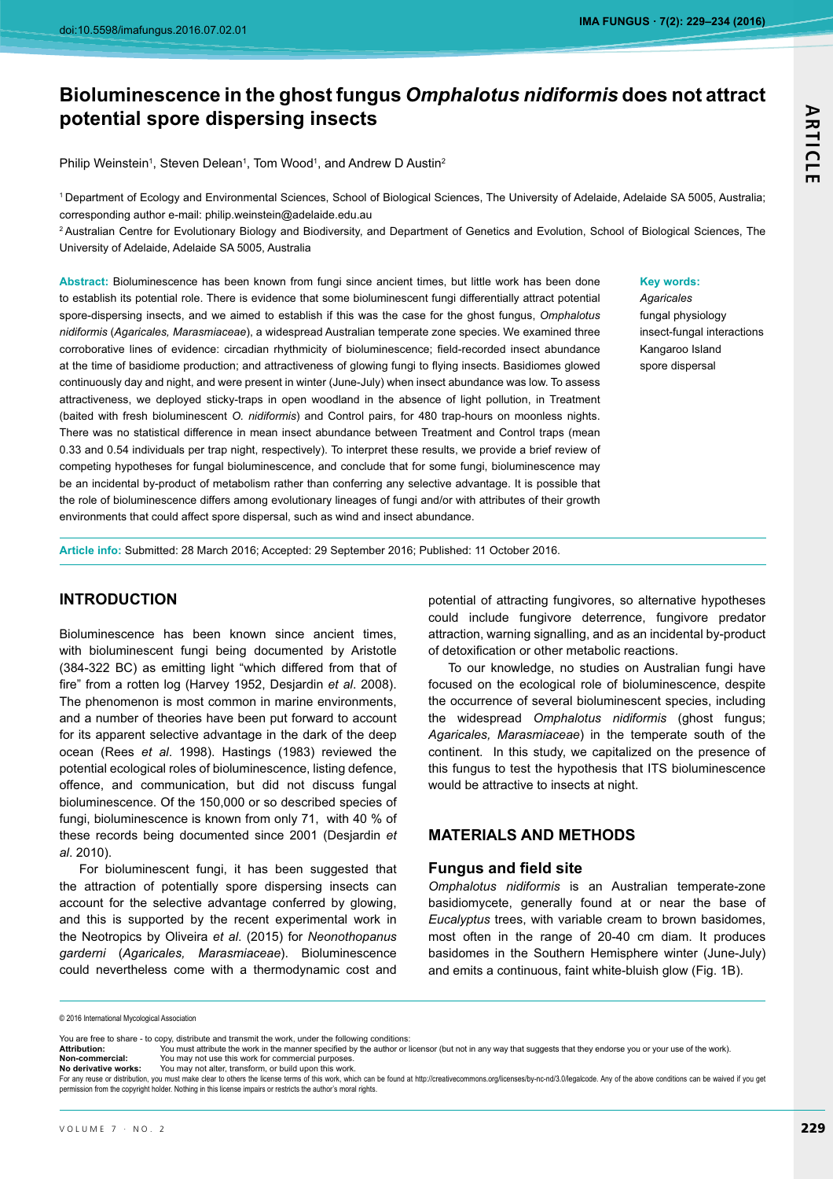# Bioluminescence in the ghost fungus *Omphalotus nidiformis* does not attract potential spore dispersing insects

Philip Weinstein[1], Steven Delean[1], Tom Wood[1], and Andrew D Austin[2]

[1] Department of Ecology and Environmental Sciences, School of Biological Sciences, The University of Adelaide, Adelaide SA 5005, Australia; corresponding author e-mail: philip.weinstein@adelaide.edu.au

[2] Australian Centre for Evolutionary Biology and Biodiversity, and Department of Genetics and Evolution, School of Biological Sciences, The University of Adelaide, Adelaide SA 5005, Australia

**Abstract:** Bioluminescence has been known from fungi since ancient times, but little work has been done to establish its potential role. There is evidence that some bioluminescent fungi differentially attract potential spore-dispersing insects, and we aimed to establish if this was the case for the ghost fungus, *Omphalotus nidiformis* (*Agaricales, Marasmiaceae*), a widespread Australian temperate zone species. We examined three corroborative lines of evidence: circadian rhythmicity of bioluminescence; field-recorded insect abundance at the time of basidiome production; and attractiveness of glowing fungi to flying insects. Basidiomes glowed continuously day and night, and were present in winter (June-July) when insect abundance was low. To assess attractiveness, we deployed sticky-traps in open woodland in the absence of light pollution, in Treatment (baited with fresh bioluminescent *O. nidiformis*) and Control pairs, for 480 trap-hours on moonless nights. There was no statistical difference in mean insect abundance between Treatment and Control traps (mean 0.33 and 0.54 individuals per trap night, respectively). To interpret these results, we provide a brief review of competing hypotheses for fungal bioluminescence, and conclude that for some fungi, bioluminescence may be an incidental by-product of metabolism rather than conferring any selective advantage. It is possible that the role of bioluminescence differs among evolutionary lineages of fungi and/or with attributes of their growth environments that could affect spore dispersal, such as wind and insect abundance.

**Key words:**
*Agaricales*
fungal physiology
insect-fungal interactions
Kangaroo Island
spore dispersal

**Article info:** Submitted: 28 March 2016; Accepted: 29 September 2016; Published: 11 October 2016.

## INTRODUCTION

Bioluminescence has been known since ancient times, with bioluminescent fungi being documented by Aristotle (384-322 BC) as emitting light "which differed from that of fire" from a rotten log (Harvey 1952, Desjardin *et al*. 2008). The phenomenon is most common in marine environments, and a number of theories have been put forward to account for its apparent selective advantage in the dark of the deep ocean (Rees *et al*. 1998). Hastings (1983) reviewed the potential ecological roles of bioluminescence, listing defence, offence, and communication, but did not discuss fungal bioluminescence. Of the 150,000 or so described species of fungi, bioluminescence is known from only 71, with 40 % of these records being documented since 2001 (Desjardin *et al*. 2010).

For bioluminescent fungi, it has been suggested that the attraction of potentially spore dispersing insects can account for the selective advantage conferred by glowing, and this is supported by the recent experimental work in the Neotropics by Oliveira *et al*. (2015) for *Neonothopanus gardneri* (*Agaricales, Marasmiaceae*). Bioluminescence could nevertheless come with a thermodynamic cost and potential of attracting fungivores, so alternative hypotheses could include fungivore deterrence, fungivore predator attraction, warning signalling, and as an incidental by-product of detoxification or other metabolic reactions.

To our knowledge, no studies on Australian fungi have focused on the ecological role of bioluminescence, despite the occurrence of several bioluminescent species, including the widespread *Omphalotus nidiformis* (ghost fungus; *Agaricales, Marasmiaceae*) in the temperate south of the continent. In this study, we capitalized on the presence of this fungus to test the hypothesis that ITS bioluminescence would be attractive to insects at night.

## MATERIALS AND METHODS

### Fungus and field site

*Omphalotus nidiformis* is an Australian temperate-zone basidiomycete, generally found at or near the base of *Eucalyptus* trees, with variable cream to brown basidomes, most often in the range of 20-40 cm diam. It produces basidomes in the Southern Hemisphere winter (June-July) and emits a continuous, faint white-bluish glow (Fig. 1B).

© 2016 International Mycological Association

You are free to share - to copy, distribute and transmit the work, under the following conditions:
**Attribution:** You must attribute the work in the manner specified by the author or licensor (but not in any way that suggests that they endorse you or your use of the work).
**Non-commercial:** You may not use this work for commercial purposes.
**No derivative works:** You may not alter, transform, or build upon this work.
For any reuse or distribution, you must make clear to others the license terms of this work, which can be found at http://creativecommons.org/licenses/by-nc-nd/3.0/legalcode. Any of the above conditions can be waived if you get permission from the copyright holder. Nothing in this license impairs or restricts the author's moral rights.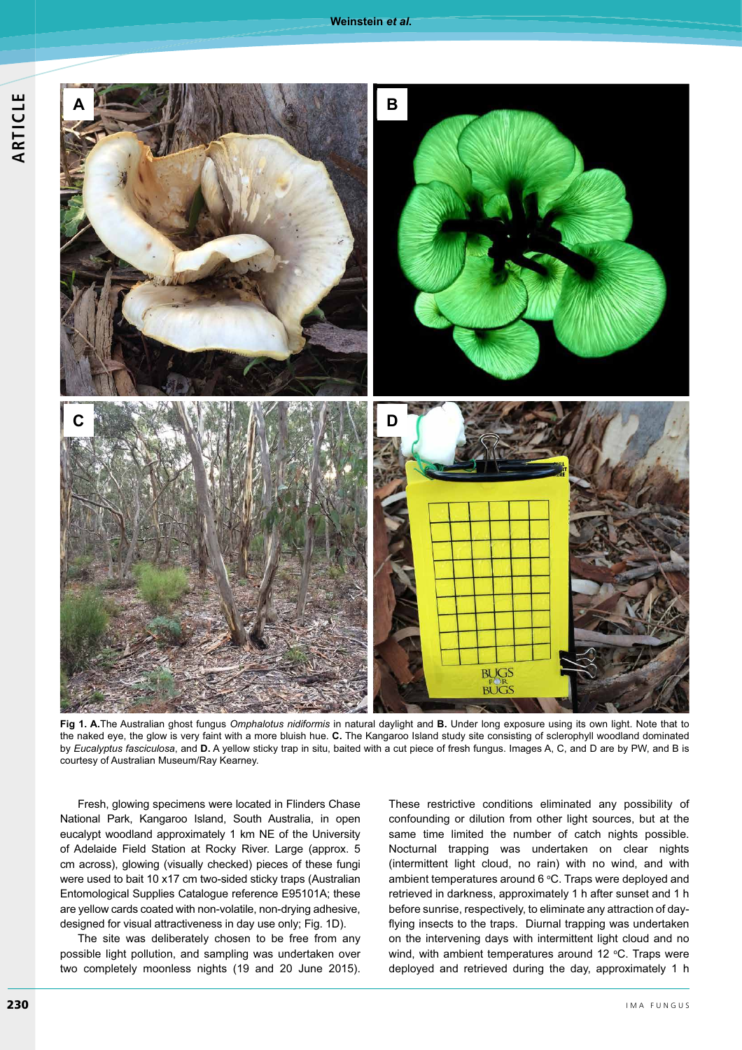**Fig 1. A.** The Australian ghost fungus *Omphalotus nidiformis* in natural daylight and **B.** Under long exposure using its own light. Note that to the naked eye, the glow is very faint with a more bluish hue. **C.** The Kangaroo Island study site consisting of sclerophyll woodland dominated by *Eucalyptus fasciculosa*, and **D.** A yellow sticky trap in situ, baited with a cut piece of fresh fungus. Images A, C, and D are by PW, and B is courtesy of Australian Museum/Ray Kearney.

Fresh, glowing specimens were located in Flinders Chase National Park, Kangaroo Island, South Australia, in open eucalypt woodland approximately 1 km NE of the University of Adelaide Field Station at Rocky River. Large (approx. 5 cm across), glowing (visually checked) pieces of these fungi were used to bait 10 x17 cm two-sided sticky traps (Australian Entomological Supplies Catalogue reference E95101A; these are yellow cards coated with non-volatile, non-drying adhesive, designed for visual attractiveness in day use only; Fig. 1D).

The site was deliberately chosen to be free from any possible light pollution, and sampling was undertaken over two completely moonless nights (19 and 20 June 2015). These restrictive conditions eliminated any possibility of confounding or dilution from other light sources, but at the same time limited the number of catch nights possible. Nocturnal trapping was undertaken on clear nights (intermittent light cloud, no rain) with no wind, and with ambient temperatures around 6 °C. Traps were deployed and retrieved in darkness, approximately 1 h after sunset and 1 h before sunrise, respectively, to eliminate any attraction of day-flying insects to the traps. Diurnal trapping was undertaken on the intervening days with intermittent light cloud and no wind, with ambient temperatures around 12 °C. Traps were deployed and retrieved during the day, approximately 1 h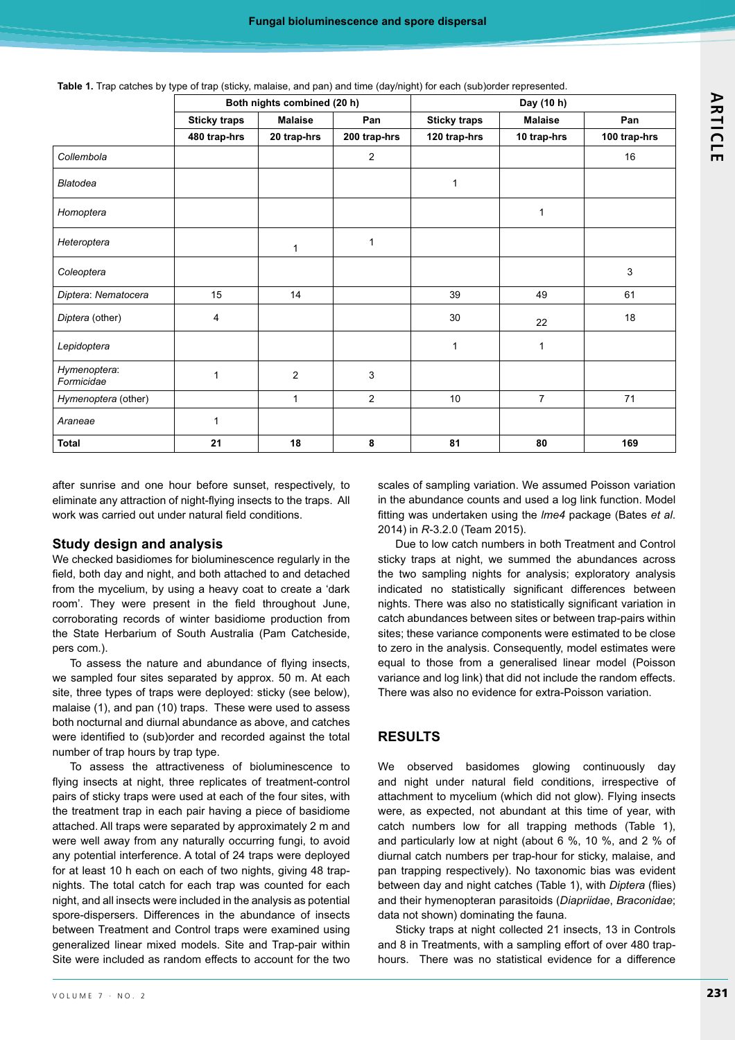**Table 1.** Trap catches by type of trap (sticky, malaise, and pan) and time (day/night) for each (sub)order represented.

| | Both nights combined (20 h) | | | Day (10 h) | | |
|---|---|---|---|---|---|---|
| | Sticky traps | Malaise | Pan | Sticky traps | Malaise | Pan |
| | 480 trap-hrs | 20 trap-hrs | 200 trap-hrs | 120 trap-hrs | 10 trap-hrs | 100 trap-hrs |
| *Collembola* | | | 2 | | | 16 |
| *Blatodea* | | | | 1 | | |
| *Homoptera* | | | | | 1 | |
| *Heteroptera* | | 1 | 1 | | | |
| *Coleoptera* | | | | | | 3 |
| *Diptera*: *Nematocera* | 15 | 14 | | 39 | 49 | 61 |
| *Diptera* (other) | 4 | | | 30 | 22 | 18 |
| *Lepidoptera* | | | | 1 | 1 | |
| *Hymenoptera*: *Formicidae* | 1 | 2 | 3 | | | |
| *Hymenoptera* (other) | | 1 | 2 | 10 | 7 | 71 |
| *Araneae* | 1 | | | | | |
| **Total** | **21** | **18** | **8** | **81** | **80** | **169** |

after sunrise and one hour before sunset, respectively, to eliminate any attraction of night-flying insects to the traps. All work was carried out under natural field conditions.

## Study design and analysis

We checked basidiomes for bioluminescence regularly in the field, both day and night, and both attached to and detached from the mycelium, by using a heavy coat to create a 'dark room'. They were present in the field throughout June, corroborating records of winter basidiome production from the State Herbarium of South Australia (Pam Catcheside, pers com.).

To assess the nature and abundance of flying insects, we sampled four sites separated by approx. 50 m. At each site, three types of traps were deployed: sticky (see below), malaise (1), and pan (10) traps. These were used to assess both nocturnal and diurnal abundance as above, and catches were identified to (sub)order and recorded against the total number of trap hours by trap type.

To assess the attractiveness of bioluminescence to flying insects at night, three replicates of treatment-control pairs of sticky traps were used at each of the four sites, with the treatment trap in each pair having a piece of basidiome attached. All traps were separated by approximately 2 m and were well away from any naturally occurring fungi, to avoid any potential interference. A total of 24 traps were deployed for at least 10 h each on each of two nights, giving 48 trap-nights. The total catch for each trap was counted for each night, and all insects were included in the analysis as potential spore-dispersers. Differences in the abundance of insects between Treatment and Control traps were examined using generalized linear mixed models. Site and Trap-pair within Site were included as random effects to account for the two scales of sampling variation. We assumed Poisson variation in the abundance counts and used a log link function. Model fitting was undertaken using the *lme4* package (Bates *et al*. 2014) in *R*-3.2.0 (Team 2015).

Due to low catch numbers in both Treatment and Control sticky traps at night, we summed the abundances across the two sampling nights for analysis; exploratory analysis indicated no statistically significant differences between nights. There was also no statistically significant variation in catch abundances between sites or between trap-pairs within sites; these variance components were estimated to be close to zero in the analysis. Consequently, model estimates were equal to those from a generalised linear model (Poisson variance and log link) that did not include the random effects. There was also no evidence for extra-Poisson variation.

## RESULTS

We observed basidomes glowing continuously day and night under natural field conditions, irrespective of attachment to mycelium (which did not glow). Flying insects were, as expected, not abundant at this time of year, with catch numbers low for all trapping methods (Table 1), and particularly low at night (about 6 %, 10 %, and 2 % of diurnal catch numbers per trap-hour for sticky, malaise, and pan trapping respectively). No taxonomic bias was evident between day and night catches (Table 1), with *Diptera* (flies) and their hymenopteran parasitoids (*Diapriidae*, *Braconidae*; data not shown) dominating the fauna.

Sticky traps at night collected 21 insects, 13 in Controls and 8 in Treatments, with a sampling effort of over 480 trap-hours. There was no statistical evidence for a difference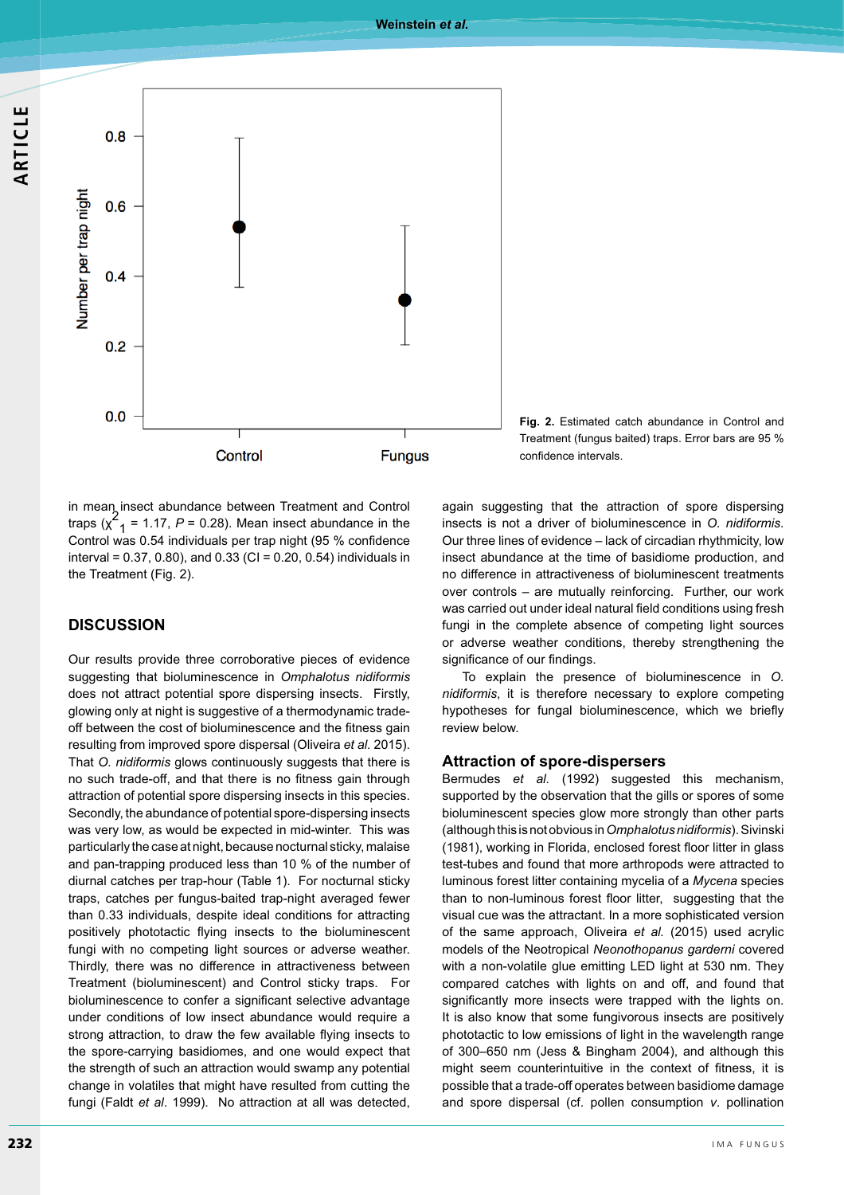Fig. 2. Estimated catch abundance in Control and Treatment (fungus baited) traps. Error bars are 95 % confidence intervals.

in mean insect abundance between Treatment and Control traps ($\chi^2_1$ = 1.17, *P* = 0.28). Mean insect abundance in the Control was 0.54 individuals per trap night (95 % confidence interval = 0.37, 0.80), and 0.33 (CI = 0.20, 0.54) individuals in the Treatment (Fig. 2).

## DISCUSSION

Our results provide three corroborative pieces of evidence suggesting that bioluminescence in *Omphalotus nidiformis* does not attract potential spore dispersing insects. Firstly, glowing only at night is suggestive of a thermodynamic trade-off between the cost of bioluminescence and the fitness gain resulting from improved spore dispersal (Oliveira *et al*. 2015). That *O. nidiformis* glows continuously suggests that there is no such trade-off, and that there is no fitness gain through attraction of potential spore dispersing insects in this species. Secondly, the abundance of potential spore-dispersing insects was very low, as would be expected in mid-winter. This was particularly the case at night, because nocturnal sticky, malaise and pan-trapping produced less than 10 % of the number of diurnal catches per trap-hour (Table 1). For nocturnal sticky traps, catches per fungus-baited trap-night averaged fewer than 0.33 individuals, despite ideal conditions for attracting positively phototactic flying insects to the bioluminescent fungi with no competing light sources or adverse weather. Thirdly, there was no difference in attractiveness between Treatment (bioluminescent) and Control sticky traps. For bioluminescence to confer a significant selective advantage under conditions of low insect abundance would require a strong attraction, to draw the few available flying insects to the spore-carrying basidiomes, and one would expect that the strength of such an attraction would swamp any potential change in volatiles that might have resulted from cutting the fungi (Faldt *et al*. 1999). No attraction at all was detected, again suggesting that the attraction of spore dispersing insects is not a driver of bioluminescence in *O. nidiformis*. Our three lines of evidence – lack of circadian rhythmicity, low insect abundance at the time of basidiome production, and no difference in attractiveness of bioluminescent treatments over controls – are mutually reinforcing. Further, our work was carried out under ideal natural field conditions using fresh fungi in the complete absence of competing light sources or adverse weather conditions, thereby strengthening the significance of our findings.

To explain the presence of bioluminescence in *O. nidiformis*, it is therefore necessary to explore competing hypotheses for fungal bioluminescence, which we briefly review below.

### Attraction of spore-dispersers

Bermudes *et al.* (1992) suggested this mechanism, supported by the observation that the gills or spores of some bioluminescent species glow more strongly than other parts (although this is not obvious in *Omphalotus nidiformis*). Sivinski (1981), working in Florida, enclosed forest floor litter in glass test-tubes and found that more arthropods were attracted to luminous forest litter containing mycelia of a *Mycena* species than to non-luminous forest floor litter, suggesting that the visual cue was the attractant. In a more sophisticated version of the same approach, Oliveira *et al.* (2015) used acrylic models of the Neotropical *Neonothopanus garderni* covered with a non-volatile glue emitting LED light at 530 nm. They compared catches with lights on and off, and found that significantly more insects were trapped with the lights on. It is also know that some fungivorous insects are positively phototactic to low emissions of light in the wavelength range of 300–650 nm (Jess & Bingham 2004), and although this might seem counterintuitive in the context of fitness, it is possible that a trade-off operates between basidiome damage and spore dispersal (cf. pollen consumption *v.* pollination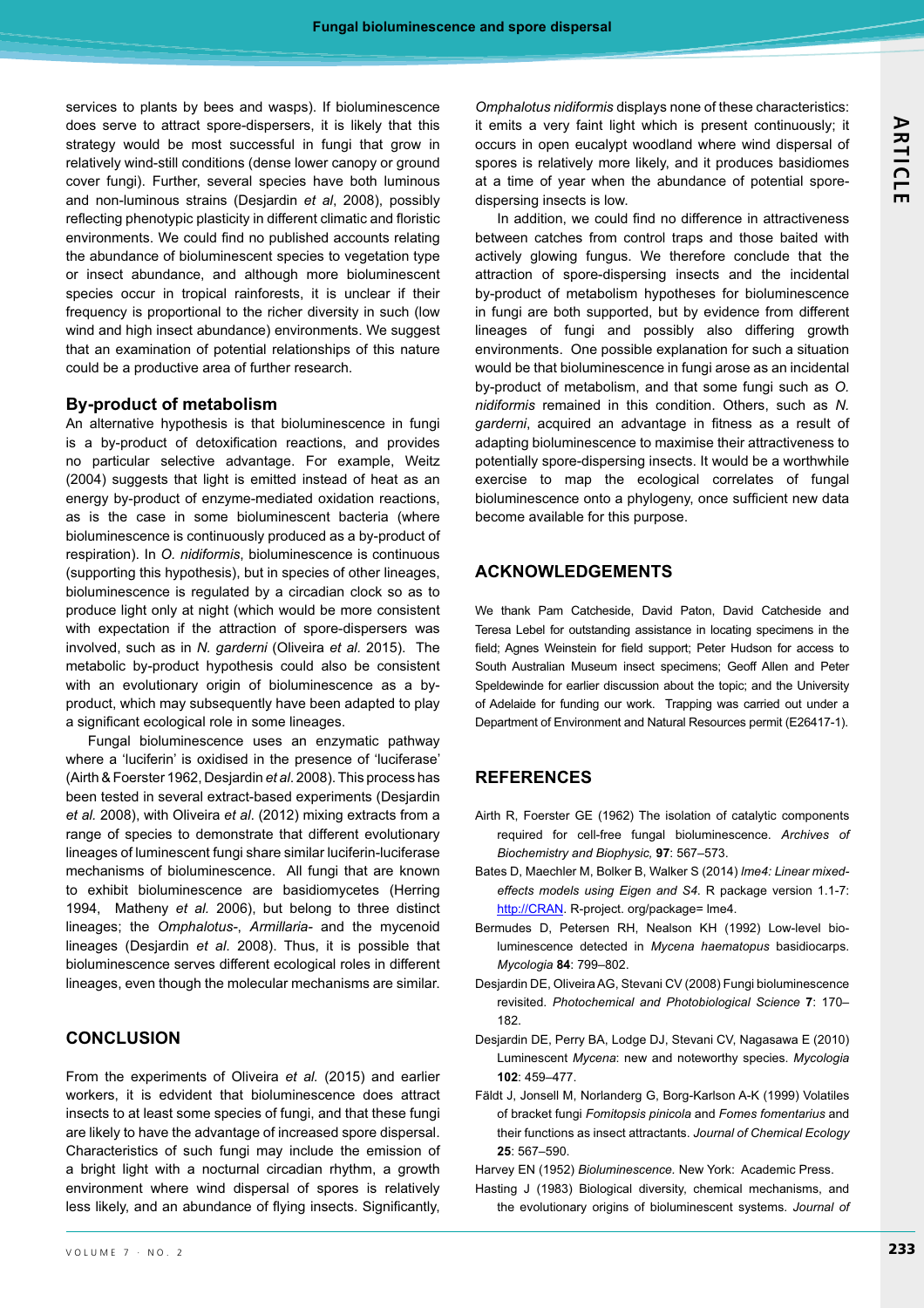services to plants by bees and wasps). If bioluminescence does serve to attract spore-dispersers, it is likely that this strategy would be most successful in fungi that grow in relatively wind-still conditions (dense lower canopy or ground cover fungi). Further, several species have both luminous and non-luminous strains (Desjardin *et al*, 2008), possibly reflecting phenotypic plasticity in different climatic and floristic environments. We could find no published accounts relating the abundance of bioluminescent species to vegetation type or insect abundance, and although more bioluminescent species occur in tropical rainforests, it is unclear if their frequency is proportional to the richer diversity in such (low wind and high insect abundance) environments. We suggest that an examination of potential relationships of this nature could be a productive area of further research.

### By-product of metabolism

An alternative hypothesis is that bioluminescence in fungi is a by-product of detoxification reactions, and provides no particular selective advantage. For example, Weitz (2004) suggests that light is emitted instead of heat as an energy by-product of enzyme-mediated oxidation reactions, as is the case in some bioluminescent bacteria (where bioluminescence is continuously produced as a by-product of respiration). In *O. nidiformis*, bioluminescence is continuous (supporting this hypothesis), but in species of other lineages, bioluminescence is regulated by a circadian clock so as to produce light only at night (which would be more consistent with expectation if the attraction of spore-dispersers was involved, such as in *N. garderni* (Oliveira *et al.* 2015). The metabolic by-product hypothesis could also be consistent with an evolutionary origin of bioluminescence as a by-product, which may subsequently have been adapted to play a significant ecological role in some lineages.

Fungal bioluminescence uses an enzymatic pathway where a 'luciferin' is oxidised in the presence of 'luciferase' (Airth & Foerster 1962, Desjardin *et al.* 2008). This process has been tested in several extract-based experiments (Desjardin *et al.* 2008), with Oliveira *et al*. (2012) mixing extracts from a range of species to demonstrate that different evolutionary lineages of luminescent fungi share similar luciferin-luciferase mechanisms of bioluminescence. All fungi that are known to exhibit bioluminescence are basidiomycetes (Herring 1994, Matheny *et al.* 2006), but belong to three distinct lineages; the *Omphalotus*-, *Armillaria*- and the mycenoid lineages (Desjardin *et al*. 2008). Thus, it is possible that bioluminescence serves different ecological roles in different lineages, even though the molecular mechanisms are similar.

## CONCLUSION

From the experiments of Oliveira *et al.* (2015) and earlier workers, it is evident that bioluminescence does attract insects to at least some species of fungi, and that these fungi are likely to have the advantage of increased spore dispersal. Characteristics of such fungi may include the emission of a bright light with a nocturnal circadian rhythm, a growth environment where wind dispersal of spores is relatively less likely, and an abundance of flying insects. Significantly, *Omphalotus nidiformis* displays none of these characteristics: it emits a very faint light which is present continuously; it occurs in open eucalypt woodland where wind dispersal of spores is relatively more likely, and it produces basidiomes at a time of year when the abundance of potential spore-dispersing insects is low.

In addition, we could find no difference in attractiveness between catches from control traps and those baited with actively glowing fungus. We therefore conclude that the attraction of spore-dispersing insects and the incidental by-product of metabolism hypotheses for bioluminescence in fungi are both supported, but by evidence from different lineages of fungi and possibly also differing growth environments. One possible explanation for such a situation would be that bioluminescence in fungi arose as an incidental by-product of metabolism, and that some fungi such as *O. nidiformis* remained in this condition. Others, such as *N. garderni*, acquired an advantage in fitness as a result of adapting bioluminescence to maximise their attractiveness to potentially spore-dispersing insects. It would be a worthwhile exercise to map the ecological correlates of fungal bioluminescence onto a phylogeny, once sufficient new data become available for this purpose.

## ACKNOWLEDGEMENTS

We thank Pam Catcheside, David Paton, David Catcheside and Teresa Lebel for outstanding assistance in locating specimens in the field; Agnes Weinstein for field support; Peter Hudson for access to South Australian Museum insect specimens; Geoff Allen and Peter Speldewinde for earlier discussion about the topic; and the University of Adelaide for funding our work. Trapping was carried out under a Department of Environment and Natural Resources permit (E26417-1).

## REFERENCES

Airth R, Foerster GE (1962) The isolation of catalytic components required for cell-free fungal bioluminescence. *Archives of Biochemistry and Biophysic,* **97**: 567–573.

Bates D, Maechler M, Bolker B, Walker S (2014) *lme4: Linear mixed-effects models using Eigen and S4*. R package version 1.1-7: http://CRAN. R-project. org/package= lme4.

Bermudes D, Petersen RH, Nealson KH (1992) Low-level bio-luminescence detected in *Mycena haematopus* basidiocarps. *Mycologia* **84**: 799–802.

Desjardin DE, Oliveira AG, Stevani CV (2008) Fungi bioluminescence revisited. *Photochemical and Photobiological Science* **7**: 170–182.

Desjardin DE, Perry BA, Lodge DJ, Stevani CV, Nagasawa E (2010) Luminescent *Mycena*: new and noteworthy species. *Mycologia* **102**: 459–477.

Fäldt J, Jonsell M, Norlanderg G, Borg-Karlson A-K (1999) Volatiles of bracket fungi *Fomitopsis pinicola* and *Fomes fomentarius* and their functions as insect attractants. *Journal of Chemical Ecology* **25**: 567–590.

Harvey EN (1952) *Bioluminescence.* New York: Academic Press.

Hasting J (1983) Biological diversity, chemical mechanisms, and the evolutionary origins of bioluminescent systems. *Journal of*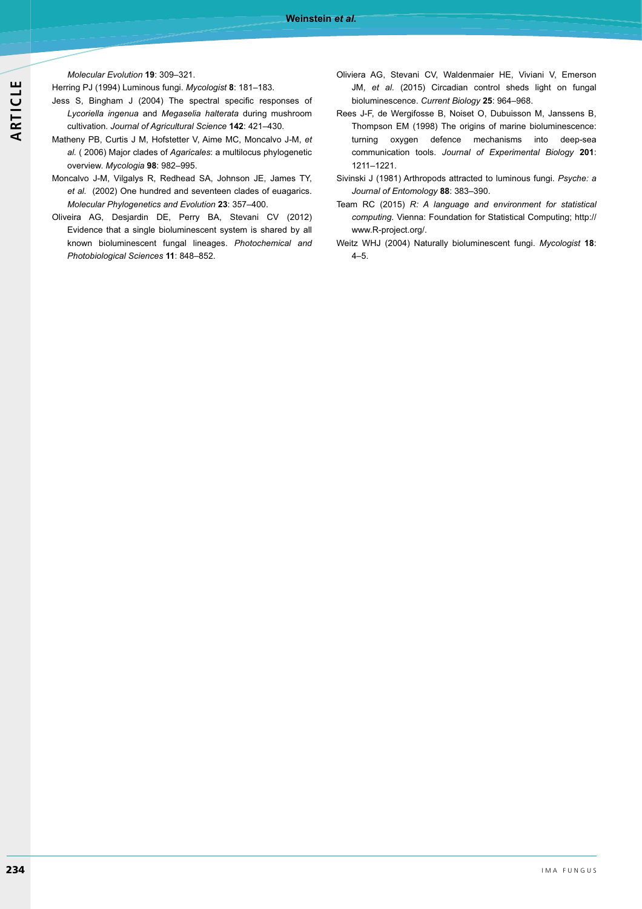*Molecular Evolution* **19**: 309–321.

Herring PJ (1994) Luminous fungi. *Mycologist* **8**: 181–183.

Jess S, Bingham J (2004) The spectral specific responses of *Lycoriella ingenua* and *Megaselia halterata* during mushroom cultivation. *Journal of Agricultural Science* **142**: 421–430.

Matheny PB, Curtis J M, Hofstetter V, Aime MC, Moncalvo J-M, *et al.* ( 2006) Major clades of *Agaricales*: a multilocus phylogenetic overview. *Mycologia* **98**: 982–995.

Moncalvo J-M, Vilgalys R, Redhead SA, Johnson JE, James TY, *et al.* (2002) One hundred and seventeen clades of euagarics. *Molecular Phylogenetics and Evolution* **23**: 357–400.

Oliveira AG, Desjardin DE, Perry BA, Stevani CV (2012) Evidence that a single bioluminescent system is shared by all known bioluminescent fungal lineages. *Photochemical and Photobiological Sciences* **11**: 848–852.

Oliviera AG, Stevani CV, Waldenmaier HE, Viviani V, Emerson JM, *et al.* (2015) Circadian control sheds light on fungal bioluminescence. *Current Biology* **25**: 964–968.

Rees J-F, de Wergifosse B, Noiset O, Dubuisson M, Janssens B, Thompson EM (1998) The origins of marine bioluminescence: turning oxygen defence mechanisms into deep-sea communication tools. *Journal of Experimental Biology* **201**: 1211–1221.

Sivinski J (1981) Arthropods attracted to luminous fungi. *Psyche: a Journal of Entomology* **88**: 383–390.

Team RC (2015) *R: A language and environment for statistical computing.* Vienna: Foundation for Statistical Computing; http://www.R-project.org/.

Weitz WHJ (2004) Naturally bioluminescent fungi. *Mycologist* **18**: 4–5.